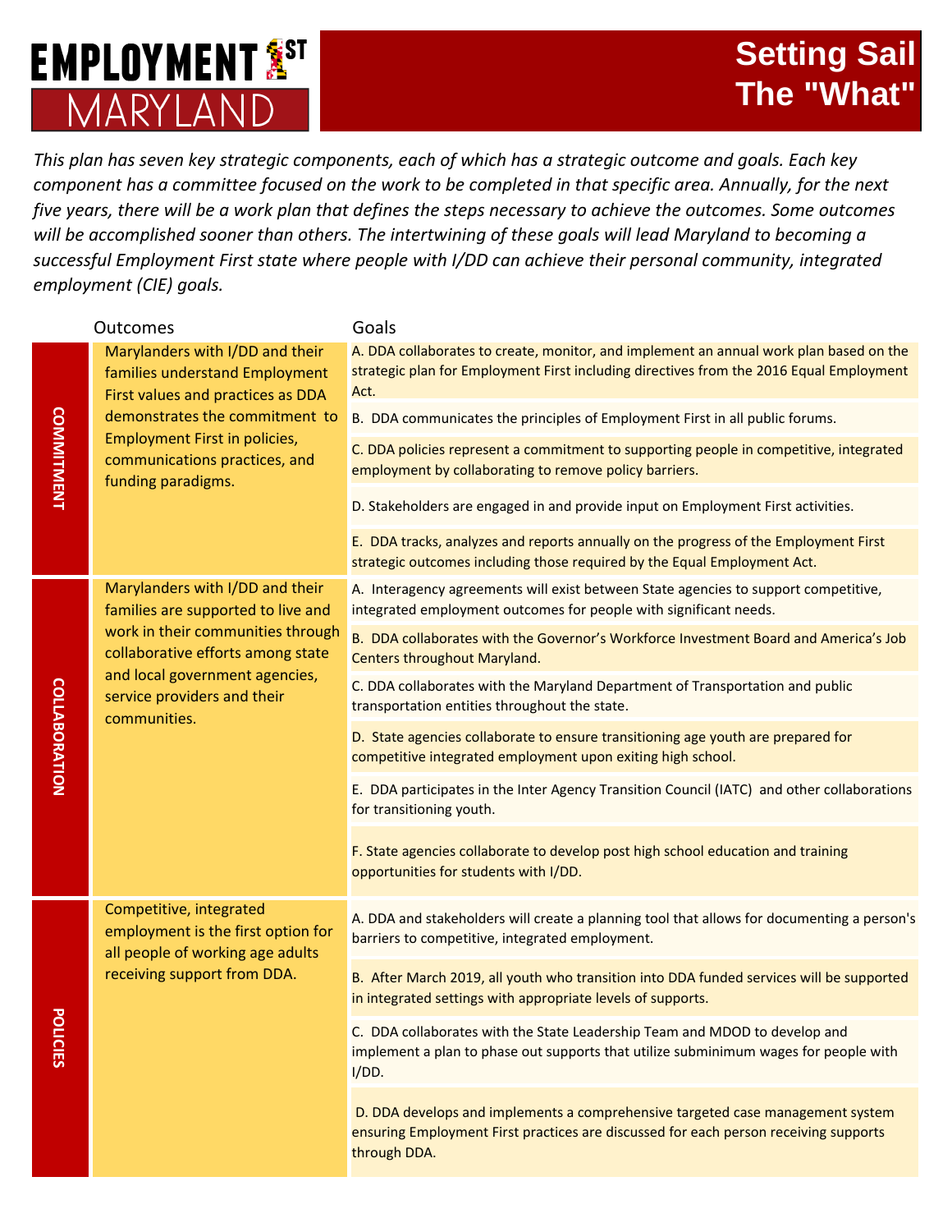# EMPLOYMENT 1ST MARYLAND

# Setting Sail The "What"

*This plan has seven key strategic components, each of which has a strategic outcome and goals. Each key component has a committee focused on the work to be completed in that specific area. Annually, for the next five years, there will be a work plan that defines the steps necessary to achieve the outcomes. Some outcomes will be accomplished sooner than others. The intertwining of these goals will lead Maryland to becoming a successful Employment First state where people with I/DD can achieve their personal community, integrated employment (CIE) goals.*

| | Outcomes | Goals |
|---|---|---|
| **COMMITMENT** | Marylanders with I/DD and their families understand Employment First values and practices as DDA demonstrates the commitment to Employment First in policies, communications practices, and funding paradigms. | A. DDA collaborates to create, monitor, and implement an annual work plan based on the strategic plan for Employment First including directives from the 2016 Equal Employment Act. |
| | | B. DDA communicates the principles of Employment First in all public forums. |
| | | C. DDA policies represent a commitment to supporting people in competitive, integrated employment by collaborating to remove policy barriers. |
| | | D. Stakeholders are engaged in and provide input on Employment First activities. |
| | | E. DDA tracks, analyzes and reports annually on the progress of the Employment First strategic outcomes including those required by the Equal Employment Act. |
| **COLLABORATION** | Marylanders with I/DD and their families are supported to live and work in their communities through collaborative efforts among state and local government agencies, service providers and their communities. | A. Interagency agreements will exist between State agencies to support competitive, integrated employment outcomes for people with significant needs. |
| | | B. DDA collaborates with the Governor's Workforce Investment Board and America's Job Centers throughout Maryland. |
| | | C. DDA collaborates with the Maryland Department of Transportation and public transportation entities throughout the state. |
| | | D. State agencies collaborate to ensure transitioning age youth are prepared for competitive integrated employment upon exiting high school. |
| | | E. DDA participates in the Inter Agency Transition Council (IATC) and other collaborations for transitioning youth. |
| | | F. State agencies collaborate to develop post high school education and training opportunities for students with I/DD. |
| **POLICIES** | Competitive, integrated employment is the first option for all people of working age adults receiving support from DDA. | A. DDA and stakeholders will create a planning tool that allows for documenting a person's barriers to competitive, integrated employment. |
| | | B. After March 2019, all youth who transition into DDA funded services will be supported in integrated settings with appropriate levels of supports. |
| | | C. DDA collaborates with the State Leadership Team and MDOD to develop and implement a plan to phase out supports that utilize subminimum wages for people with I/DD. |
| | | D. DDA develops and implements a comprehensive targeted case management system ensuring Employment First practices are discussed for each person receiving supports through DDA. |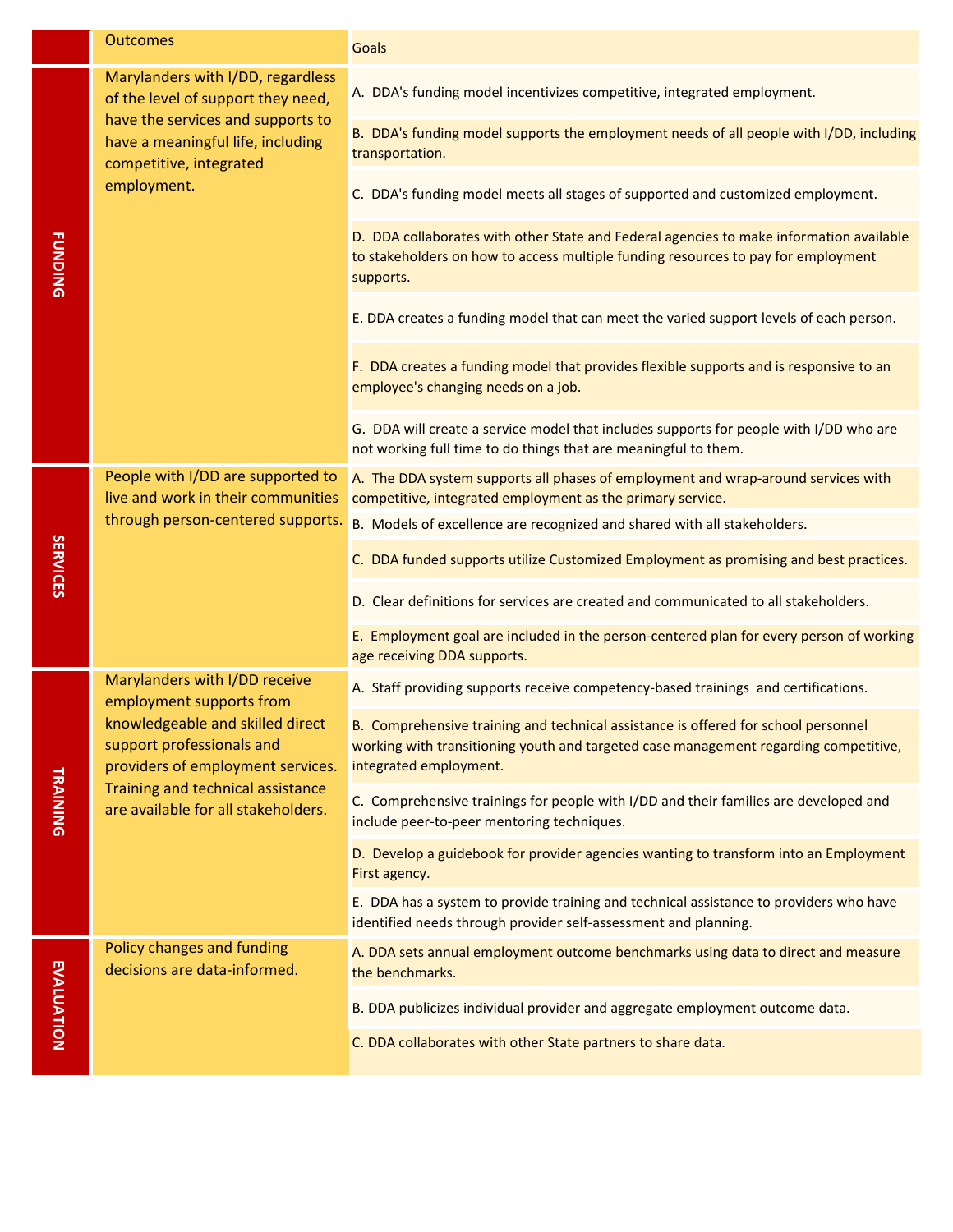| | Outcomes | Goals |
|---|---|---|
| FUNDING | Marylanders with I/DD, regardless of the level of support they need, have the services and supports to have a meaningful life, including competitive, integrated employment. | A. DDA's funding model incentivizes competitive, integrated employment. |
| | | B. DDA's funding model supports the employment needs of all people with I/DD, including transportation. |
| | | C. DDA's funding model meets all stages of supported and customized employment. |
| | | D. DDA collaborates with other State and Federal agencies to make information available to stakeholders on how to access multiple funding resources to pay for employment supports. |
| | | E. DDA creates a funding model that can meet the varied support levels of each person. |
| | | F. DDA creates a funding model that provides flexible supports and is responsive to an employee's changing needs on a job. |
| | | G. DDA will create a service model that includes supports for people with I/DD who are not working full time to do things that are meaningful to them. |
| SERVICES | People with I/DD are supported to live and work in their communities through person-centered supports. | A. The DDA system supports all phases of employment and wrap-around services with competitive, integrated employment as the primary service. |
| | | B. Models of excellence are recognized and shared with all stakeholders. |
| | | C. DDA funded supports utilize Customized Employment as promising and best practices. |
| | | D. Clear definitions for services are created and communicated to all stakeholders. |
| | | E. Employment goal are included in the person-centered plan for every person of working age receiving DDA supports. |
| TRAINING | Marylanders with I/DD receive employment supports from knowledgeable and skilled direct support professionals and providers of employment services. Training and technical assistance are available for all stakeholders. | A. Staff providing supports receive competency-based trainings and certifications. |
| | | B. Comprehensive training and technical assistance is offered for school personnel working with transitioning youth and targeted case management regarding competitive, integrated employment. |
| | | C. Comprehensive trainings for people with I/DD and their families are developed and include peer-to-peer mentoring techniques. |
| | | D. Develop a guidebook for provider agencies wanting to transform into an Employment First agency. |
| | | E. DDA has a system to provide training and technical assistance to providers who have identified needs through provider self-assessment and planning. |
| EVALUATION | Policy changes and funding decisions are data-informed. | A. DDA sets annual employment outcome benchmarks using data to direct and measure the benchmarks. |
| | | B. DDA publicizes individual provider and aggregate employment outcome data. |
| | | C. DDA collaborates with other State partners to share data. |